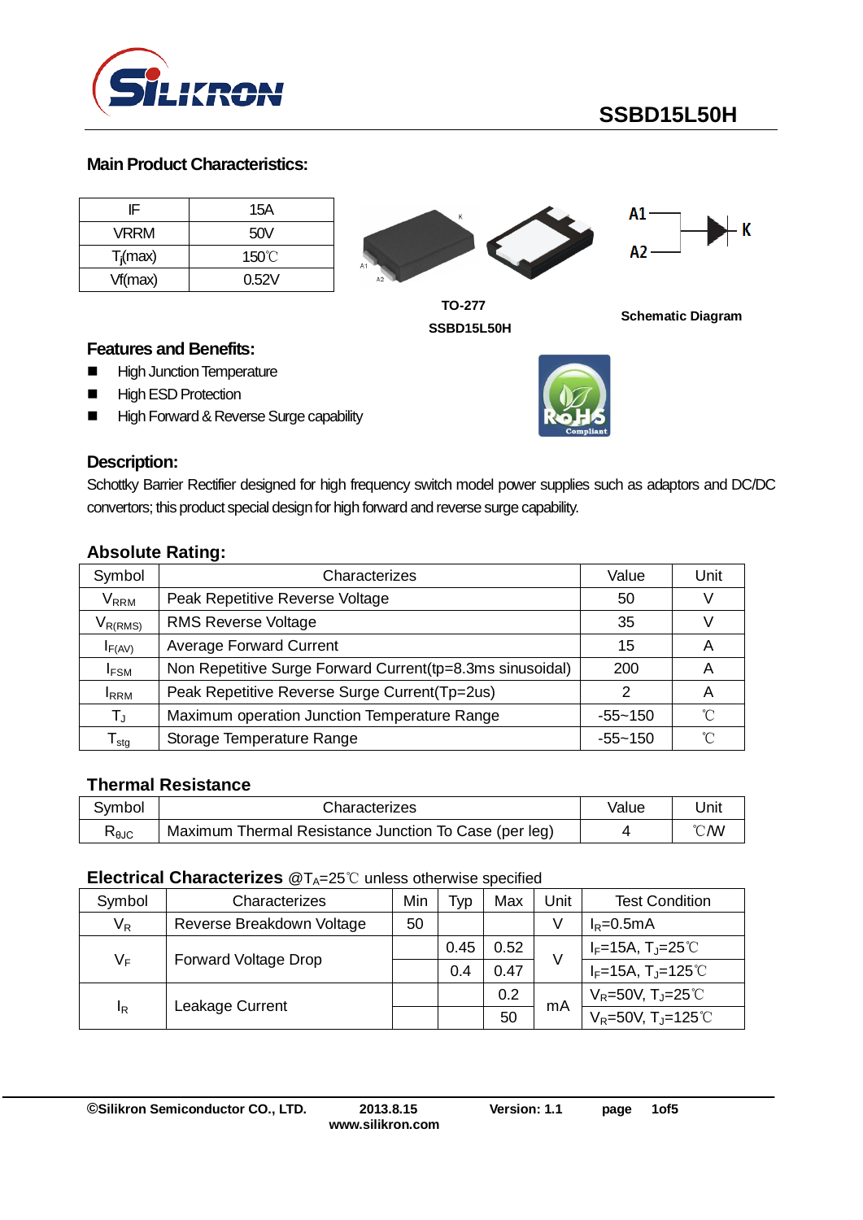# SSBD15L50H

## Main Product Characteristics:

| | |
|---|---|
| IF | 15A |
| VRRM | 50V |
| $T_j$(max) | 150℃ |
| Vf(max) | 0.52V |

TO-277

SSBD15L50H

A1 A2 K

Schematic Diagram

## Features and Benefits:

- High Junction Temperature
- High ESD Protection
- High Forward & Reverse Surge capability

## Description:

Schottky Barrier Rectifier designed for high frequency switch model power supplies such as adaptors and DC/DC convertors; this product special design for high forward and reverse surge capability.

## Absolute Rating:

| Symbol | Characterizes | Value | Unit |
|---|---|---|---|
| $V_{RRM}$ | Peak Repetitive Reverse Voltage | 50 | V |
| $V_{R(RMS)}$ | RMS Reverse Voltage | 35 | V |
| $I_{F(AV)}$ | Average Forward Current | 15 | A |
| $I_{FSM}$ | Non Repetitive Surge Forward Current(tp=8.3ms sinusoidal) | 200 | A |
| $I_{RRM}$ | Peak Repetitive Reverse Surge Current(Tp=2us) | 2 | A |
| $T_J$ | Maximum operation Junction Temperature Range | -55~150 | ℃ |
| $T_{stg}$ | Storage Temperature Range | -55~150 | ℃ |

## Thermal Resistance

| Symbol | Characterizes | Value | Unit |
|---|---|---|---|
| $R_{\theta JC}$ | Maximum Thermal Resistance Junction To Case (per leg) | 4 | ℃/W |

## Electrical Characterizes @$T_A$=25℃ unless otherwise specified

| Symbol | Characterizes | Min | Typ | Max | Unit | Test Condition |
|---|---|---|---|---|---|---|
| $V_R$ | Reverse Breakdown Voltage | 50 | | | V | $I_R$=0.5mA |
| $V_F$ | Forward Voltage Drop | | 0.45 | 0.52 | V | $I_F$=15A, $T_J$=25℃ |
| | | | 0.4 | 0.47 | | $I_F$=15A, $T_J$=125℃ |
| $I_R$ | Leakage Current | | | 0.2 | mA | $V_R$=50V, $T_J$=25℃ |
| | | | | 50 | | $V_R$=50V, $T_J$=125℃ |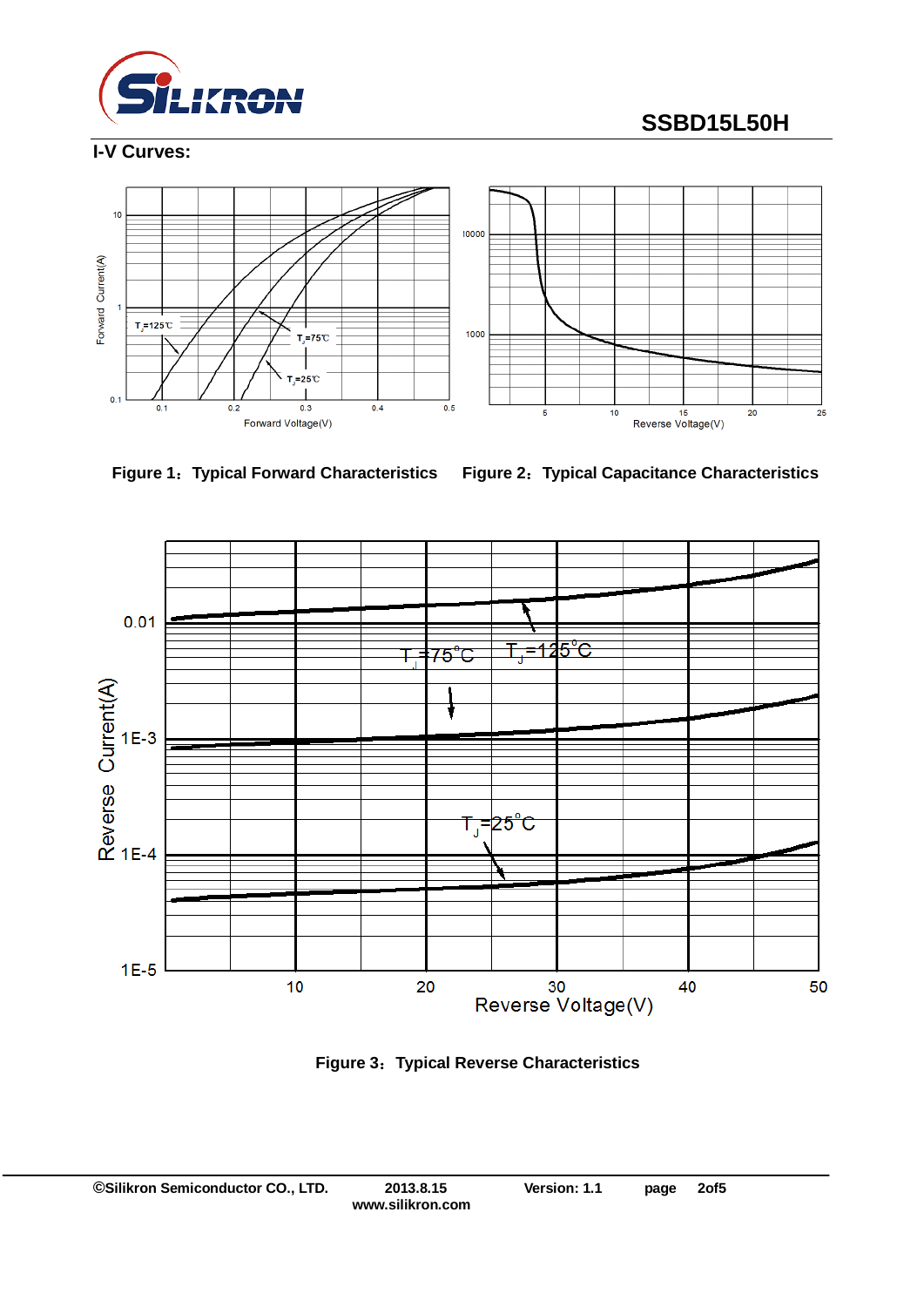## I-V Curves:

Figure 1：Typical Forward Characteristics

Figure 2：Typical Capacitance Characteristics

Figure 3：Typical Reverse Characteristics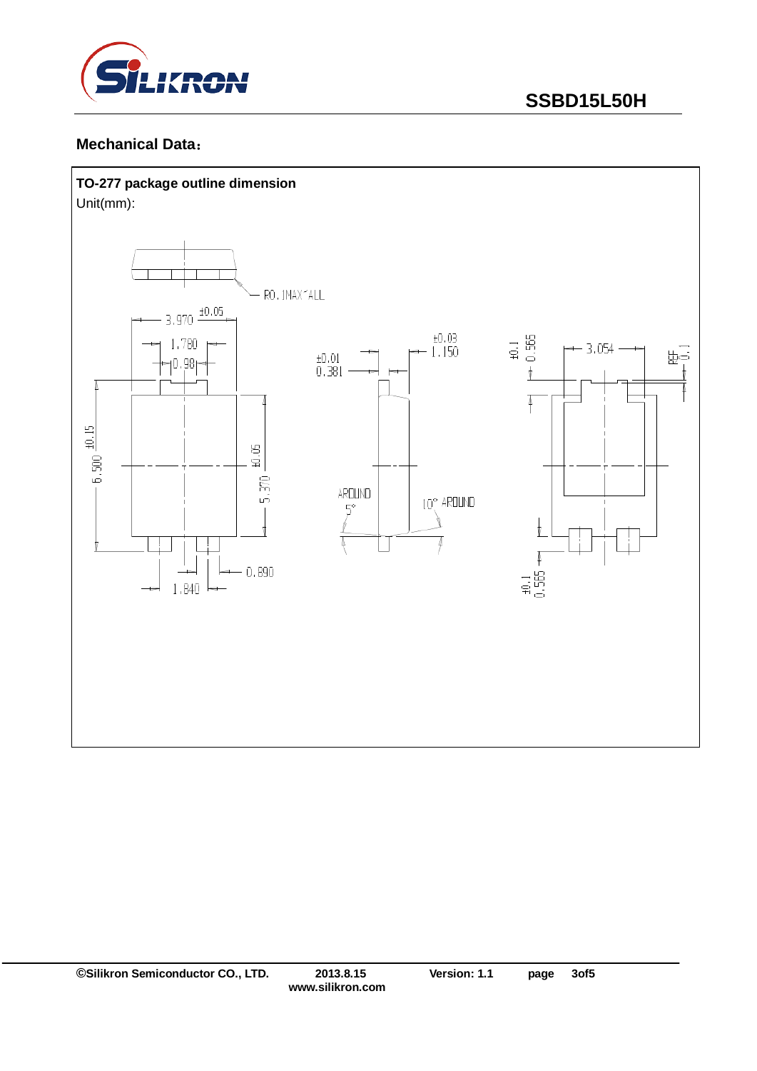## Mechanical Data：

**TO-277 package outline dimension**

Unit(mm):

R0.1MAX ALL

3.970 ±0.05

1.780

0.98

6.500 ±0.15

5.370 ±0.05

0.890

1.840

0.381 ±0.01

1.150 ±0.03

AROUND 5°

10° AROUND

0.565 ±0.1

3.054

REF 0.1

0.565 ±0.1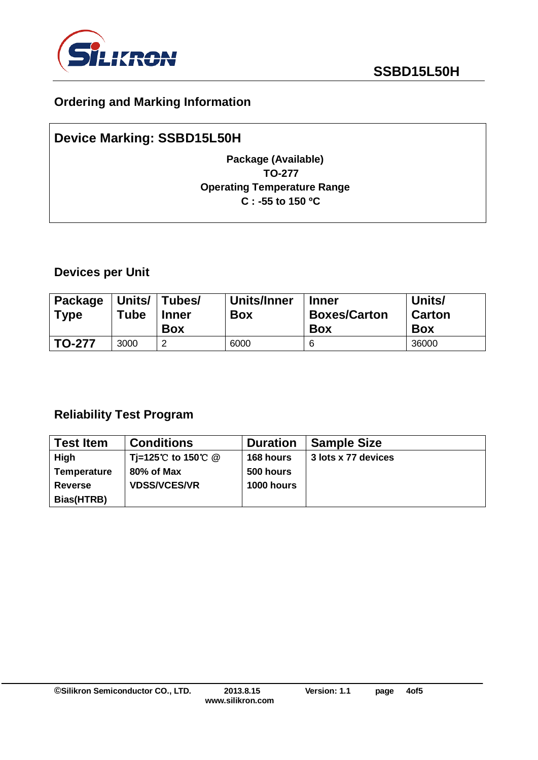## Ordering and Marking Information

**Device Marking: SSBD15L50H**

**Package (Available)**
**TO-277**
**Operating Temperature Range**
**C : -55 to 150 ºC**

## Devices per Unit

| Package Type | Units/ Tube | Tubes/ Inner Box | Units/Inner Box | Inner Boxes/Carton Box | Units/ Carton Box |
|---|---|---|---|---|---|
| TO-277 | 3000 | 2 | 6000 | 6 | 36000 |

## Reliability Test Program

| Test Item | Conditions | Duration | Sample Size |
|---|---|---|---|
| High Temperature Reverse Bias(HTRB) | Tj=125℃ to 150℃ @ 80% of Max VDSS/VCES/VR | 168 hours<br>500 hours<br>1000 hours | 3 lots x 77 devices |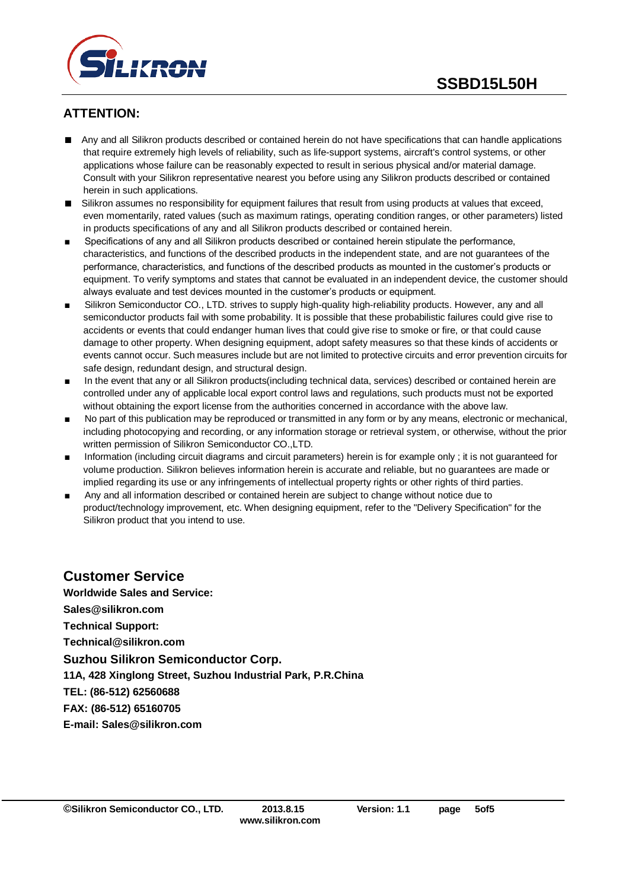## ATTENTION:

- Any and all Silikron products described or contained herein do not have specifications that can handle applications that require extremely high levels of reliability, such as life-support systems, aircraft's control systems, or other applications whose failure can be reasonably expected to result in serious physical and/or material damage. Consult with your Silikron representative nearest you before using any Silikron products described or contained herein in such applications.
- Silikron assumes no responsibility for equipment failures that result from using products at values that exceed, even momentarily, rated values (such as maximum ratings, operating condition ranges, or other parameters) listed in products specifications of any and all Silikron products described or contained herein.
- Specifications of any and all Silikron products described or contained herein stipulate the performance, characteristics, and functions of the described products in the independent state, and are not guarantees of the performance, characteristics, and functions of the described products as mounted in the customer's products or equipment. To verify symptoms and states that cannot be evaluated in an independent device, the customer should always evaluate and test devices mounted in the customer's products or equipment.
- Silikron Semiconductor CO., LTD. strives to supply high-quality high-reliability products. However, any and all semiconductor products fail with some probability. It is possible that these probabilistic failures could give rise to accidents or events that could endanger human lives that could give rise to smoke or fire, or that could cause damage to other property. When designing equipment, adopt safety measures so that these kinds of accidents or events cannot occur. Such measures include but are not limited to protective circuits and error prevention circuits for safe design, redundant design, and structural design.
- In the event that any or all Silikron products(including technical data, services) described or contained herein are controlled under any of applicable local export control laws and regulations, such products must not be exported without obtaining the export license from the authorities concerned in accordance with the above law.
- No part of this publication may be reproduced or transmitted in any form or by any means, electronic or mechanical, including photocopying and recording, or any information storage or retrieval system, or otherwise, without the prior written permission of Silikron Semiconductor CO.,LTD.
- Information (including circuit diagrams and circuit parameters) herein is for example only ; it is not guaranteed for volume production. Silikron believes information herein is accurate and reliable, but no guarantees are made or implied regarding its use or any infringements of intellectual property rights or other rights of third parties.
- Any and all information described or contained herein are subject to change without notice due to product/technology improvement, etc. When designing equipment, refer to the "Delivery Specification" for the Silikron product that you intend to use.

## Customer Service

**Worldwide Sales and Service:**

**Sales@silikron.com**

**Technical Support:**

**Technical@silikron.com**

### Suzhou Silikron Semiconductor Corp.

**11A, 428 Xinglong Street, Suzhou Industrial Park, P.R.China**

**TEL: (86-512) 62560688**

**FAX: (86-512) 65160705**

**E-mail: Sales@silikron.com**